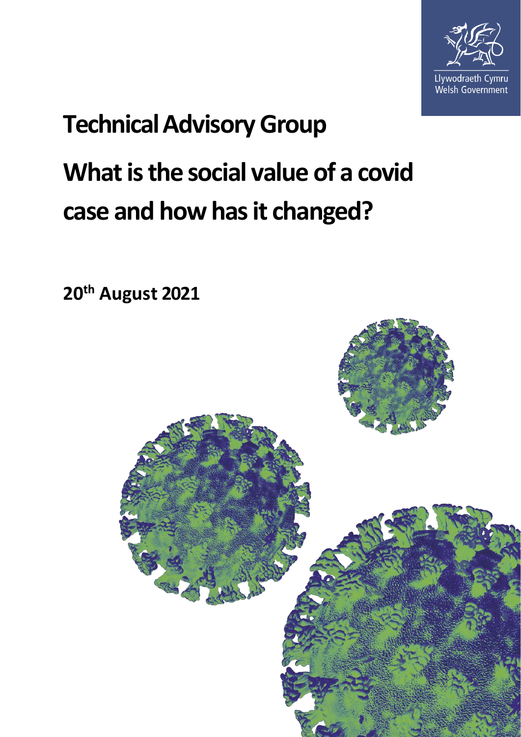Llywodraeth Cymru
Welsh Government

# Technical Advisory Group

# What is the social value of a covid case and how has it changed?

**20th August 2021**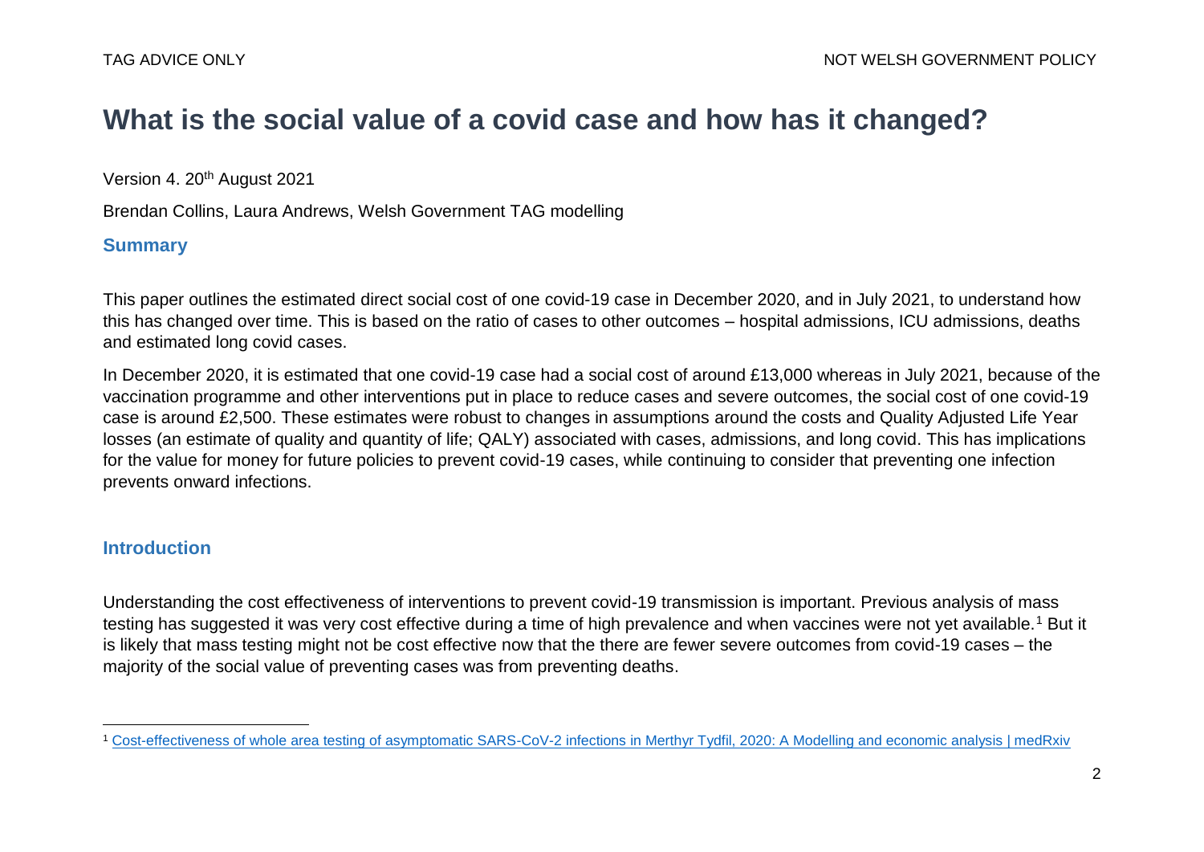# What is the social value of a covid case and how has it changed?

Version 4. 20th August 2021

Brendan Collins, Laura Andrews, Welsh Government TAG modelling

## Summary

This paper outlines the estimated direct social cost of one covid-19 case in December 2020, and in July 2021, to understand how this has changed over time. This is based on the ratio of cases to other outcomes – hospital admissions, ICU admissions, deaths and estimated long covid cases.

In December 2020, it is estimated that one covid-19 case had a social cost of around £13,000 whereas in July 2021, because of the vaccination programme and other interventions put in place to reduce cases and severe outcomes, the social cost of one covid-19 case is around £2,500. These estimates were robust to changes in assumptions around the costs and Quality Adjusted Life Year losses (an estimate of quality and quantity of life; QALY) associated with cases, admissions, and long covid. This has implications for the value for money for future policies to prevent covid-19 cases, while continuing to consider that preventing one infection prevents onward infections.

## Introduction

Understanding the cost effectiveness of interventions to prevent covid-19 transmission is important. Previous analysis of mass testing has suggested it was very cost effective during a time of high prevalence and when vaccines were not yet available.[1] But it is likely that mass testing might not be cost effective now that the there are fewer severe outcomes from covid-19 cases – the majority of the social value of preventing cases was from preventing deaths.

[1] Cost-effectiveness of whole area testing of asymptomatic SARS-CoV-2 infections in Merthyr Tydfil, 2020: A Modelling and economic analysis | medRxiv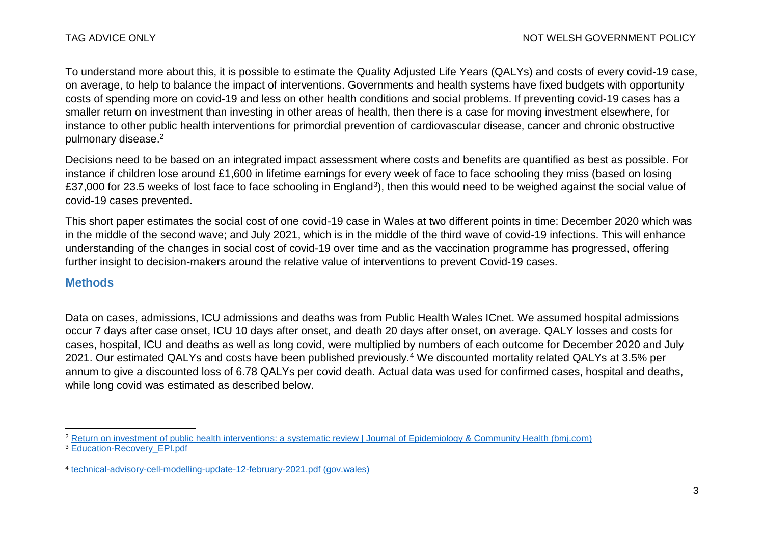To understand more about this, it is possible to estimate the Quality Adjusted Life Years (QALYs) and costs of every covid-19 case, on average, to help to balance the impact of interventions. Governments and health systems have fixed budgets with opportunity costs of spending more on covid-19 and less on other health conditions and social problems. If preventing covid-19 cases has a smaller return on investment than investing in other areas of health, then there is a case for moving investment elsewhere, for instance to other public health interventions for primordial prevention of cardiovascular disease, cancer and chronic obstructive pulmonary disease.[2]

Decisions need to be based on an integrated impact assessment where costs and benefits are quantified as best as possible. For instance if children lose around £1,600 in lifetime earnings for every week of face to face schooling they miss (based on losing £37,000 for 23.5 weeks of lost face to face schooling in England[3]), then this would need to be weighed against the social value of covid-19 cases prevented.

This short paper estimates the social cost of one covid-19 case in Wales at two different points in time: December 2020 which was in the middle of the second wave; and July 2021, which is in the middle of the third wave of covid-19 infections. This will enhance understanding of the changes in social cost of covid-19 over time and as the vaccination programme has progressed, offering further insight to decision-makers around the relative value of interventions to prevent Covid-19 cases.

## Methods

Data on cases, admissions, ICU admissions and deaths was from Public Health Wales ICnet. We assumed hospital admissions occur 7 days after case onset, ICU 10 days after onset, and death 20 days after onset, on average. QALY losses and costs for cases, hospital, ICU and deaths as well as long covid, were multiplied by numbers of each outcome for December 2020 and July 2021. Our estimated QALYs and costs have been published previously.[4] We discounted mortality related QALYs at 3.5% per annum to give a discounted loss of 6.78 QALYs per covid death. Actual data was used for confirmed cases, hospital and deaths, while long covid was estimated as described below.

---

[2] Return on investment of public health interventions: a systematic review | Journal of Epidemiology & Community Health (bmj.com)

[3] Education-Recovery_EPI.pdf

[4] technical-advisory-cell-modelling-update-12-february-2021.pdf (gov.wales)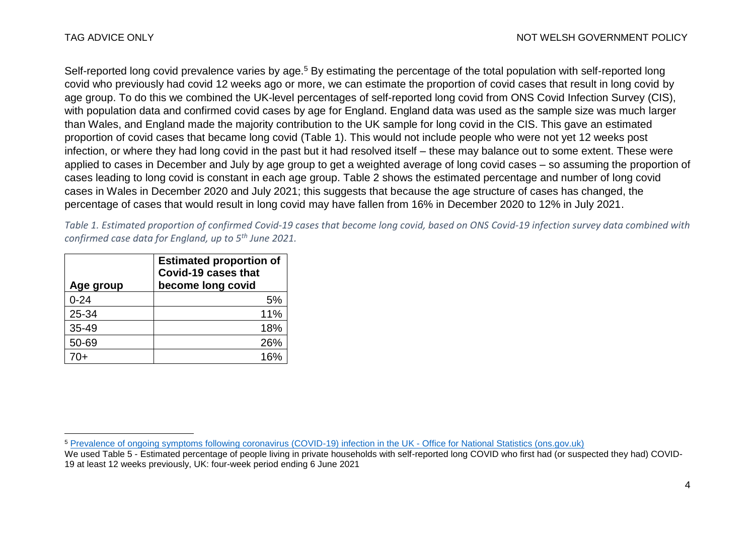Self-reported long covid prevalence varies by age.[5] By estimating the percentage of the total population with self-reported long covid who previously had covid 12 weeks ago or more, we can estimate the proportion of covid cases that result in long covid by age group. To do this we combined the UK-level percentages of self-reported long covid from ONS Covid Infection Survey (CIS), with population data and confirmed covid cases by age for England. England data was used as the sample size was much larger than Wales, and England made the majority contribution to the UK sample for long covid in the CIS. This gave an estimated proportion of covid cases that became long covid (Table 1). This would not include people who were not yet 12 weeks post infection, or where they had long covid in the past but it had resolved itself – these may balance out to some extent. These were applied to cases in December and July by age group to get a weighted average of long covid cases – so assuming the proportion of cases leading to long covid is constant in each age group. Table 2 shows the estimated percentage and number of long covid cases in Wales in December 2020 and July 2021; this suggests that because the age structure of cases has changed, the percentage of cases that would result in long covid may have fallen from 16% in December 2020 to 12% in July 2021.

*Table 1. Estimated proportion of confirmed Covid-19 cases that become long covid, based on ONS Covid-19 infection survey data combined with confirmed case data for England, up to 5th June 2021.*

| Age group | Estimated proportion of Covid-19 cases that become long covid |
|---|---|
| 0-24 | 5% |
| 25-34 | 11% |
| 35-49 | 18% |
| 50-69 | 26% |
| 70+ | 16% |

[5] Prevalence of ongoing symptoms following coronavirus (COVID-19) infection in the UK - Office for National Statistics (ons.gov.uk)
We used Table 5 - Estimated percentage of people living in private households with self-reported long COVID who first had (or suspected they had) COVID-19 at least 12 weeks previously, UK: four-week period ending 6 June 2021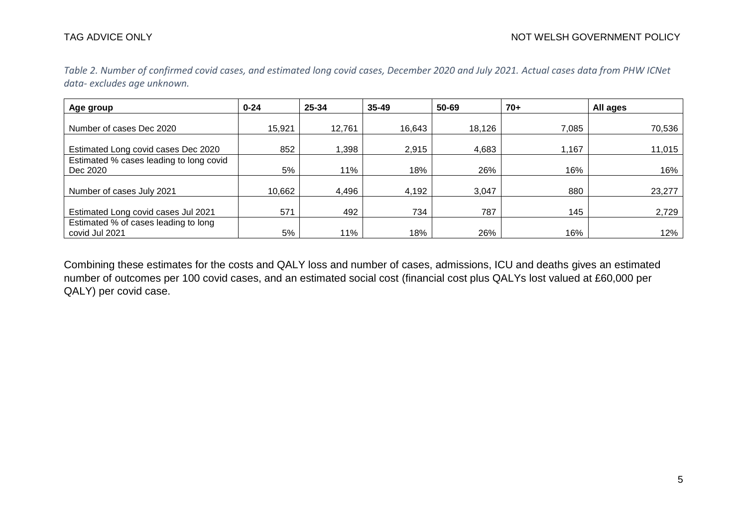*Table 2. Number of confirmed covid cases, and estimated long covid cases, December 2020 and July 2021. Actual cases data from PHW ICNet data- excludes age unknown.*

| Age group | 0-24 | 25-34 | 35-49 | 50-69 | 70+ | All ages |
|---|---|---|---|---|---|---|
| Number of cases Dec 2020 | 15,921 | 12,761 | 16,643 | 18,126 | 7,085 | 70,536 |
| Estimated Long covid cases Dec 2020 | 852 | 1,398 | 2,915 | 4,683 | 1,167 | 11,015 |
| Estimated % cases leading to long covid Dec 2020 | 5% | 11% | 18% | 26% | 16% | 16% |
| Number of cases July 2021 | 10,662 | 4,496 | 4,192 | 3,047 | 880 | 23,277 |
| Estimated Long covid cases Jul 2021 | 571 | 492 | 734 | 787 | 145 | 2,729 |
| Estimated % of cases leading to long covid Jul 2021 | 5% | 11% | 18% | 26% | 16% | 12% |

Combining these estimates for the costs and QALY loss and number of cases, admissions, ICU and deaths gives an estimated number of outcomes per 100 covid cases, and an estimated social cost (financial cost plus QALYs lost valued at £60,000 per QALY) per covid case.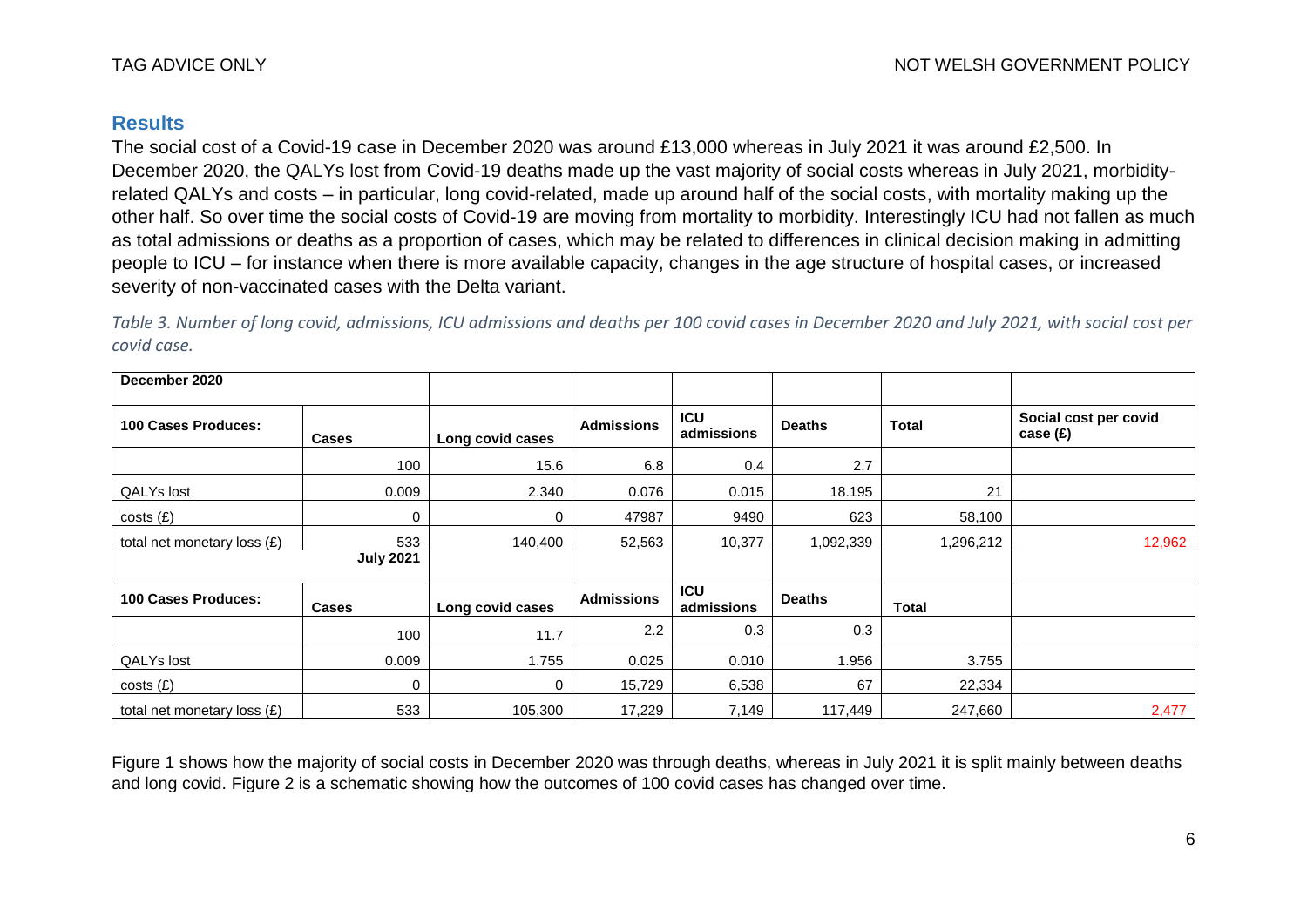## Results

The social cost of a Covid-19 case in December 2020 was around £13,000 whereas in July 2021 it was around £2,500. In December 2020, the QALYs lost from Covid-19 deaths made up the vast majority of social costs whereas in July 2021, morbidity-related QALYs and costs – in particular, long covid-related, made up around half of the social costs, with mortality making up the other half. So over time the social costs of Covid-19 are moving from mortality to morbidity. Interestingly ICU had not fallen as much as total admissions or deaths as a proportion of cases, which may be related to differences in clinical decision making in admitting people to ICU – for instance when there is more available capacity, changes in the age structure of hospital cases, or increased severity of non-vaccinated cases with the Delta variant.

*Table 3. Number of long covid, admissions, ICU admissions and deaths per 100 covid cases in December 2020 and July 2021, with social cost per covid case.*

| **December 2020** | | | | | | | |
|---|---|---|---|---|---|---|---|
| **100 Cases Produces:** | **Cases** | **Long covid cases** | **Admissions** | **ICU admissions** | **Deaths** | **Total** | **Social cost per covid case (£)** |
| | 100 | 15.6 | 6.8 | 0.4 | 2.7 | | |
| QALYs lost | 0.009 | 2.340 | 0.076 | 0.015 | 18.195 | 21 | |
| costs (£) | 0 | 0 | 47987 | 9490 | 623 | 58,100 | |
| total net monetary loss (£) | 533 | 140,400 | 52,563 | 10,377 | 1,092,339 | 1,296,212 | 12,962 |
| | **July 2021** | | | | | | |
| **100 Cases Produces:** | **Cases** | **Long covid cases** | **Admissions** | **ICU admissions** | **Deaths** | **Total** | |
| | 100 | 11.7 | 2.2 | 0.3 | 0.3 | | |
| QALYs lost | 0.009 | 1.755 | 0.025 | 0.010 | 1.956 | 3.755 | |
| costs (£) | 0 | 0 | 15,729 | 6,538 | 67 | 22,334 | |
| total net monetary loss (£) | 533 | 105,300 | 17,229 | 7,149 | 117,449 | 247,660 | 2,477 |

Figure 1 shows how the majority of social costs in December 2020 was through deaths, whereas in July 2021 it is split mainly between deaths and long covid. Figure 2 is a schematic showing how the outcomes of 100 covid cases has changed over time.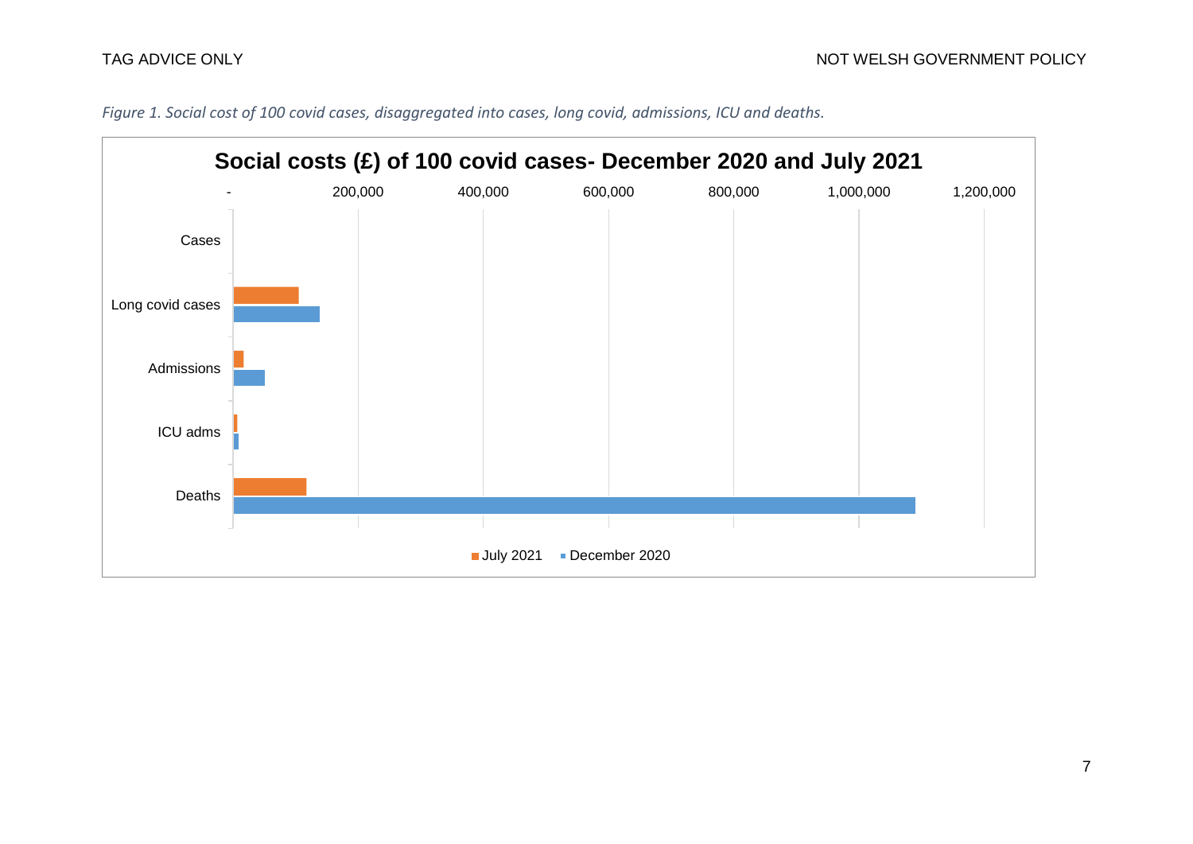*Figure 1. Social cost of 100 covid cases, disaggregated into cases, long covid, admissions, ICU and deaths.*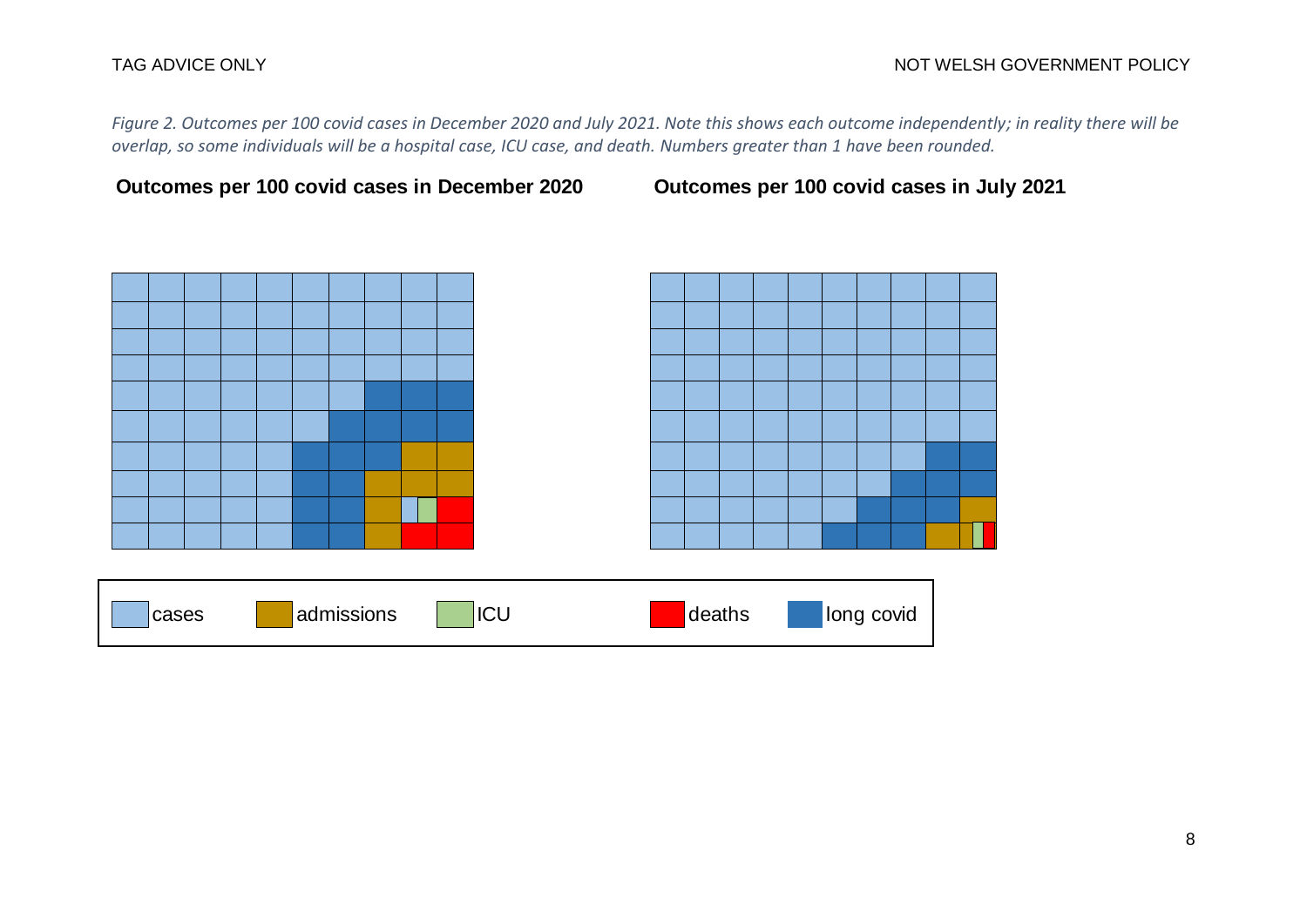*Figure 2. Outcomes per 100 covid cases in December 2020 and July 2021. Note this shows each outcome independently; in reality there will be overlap, so some individuals will be a hospital case, ICU case, and death. Numbers greater than 1 have been rounded.*

**Outcomes per 100 covid cases in December 2020**

**Outcomes per 100 covid cases in July 2021**

cases | admissions | ICU | deaths | long covid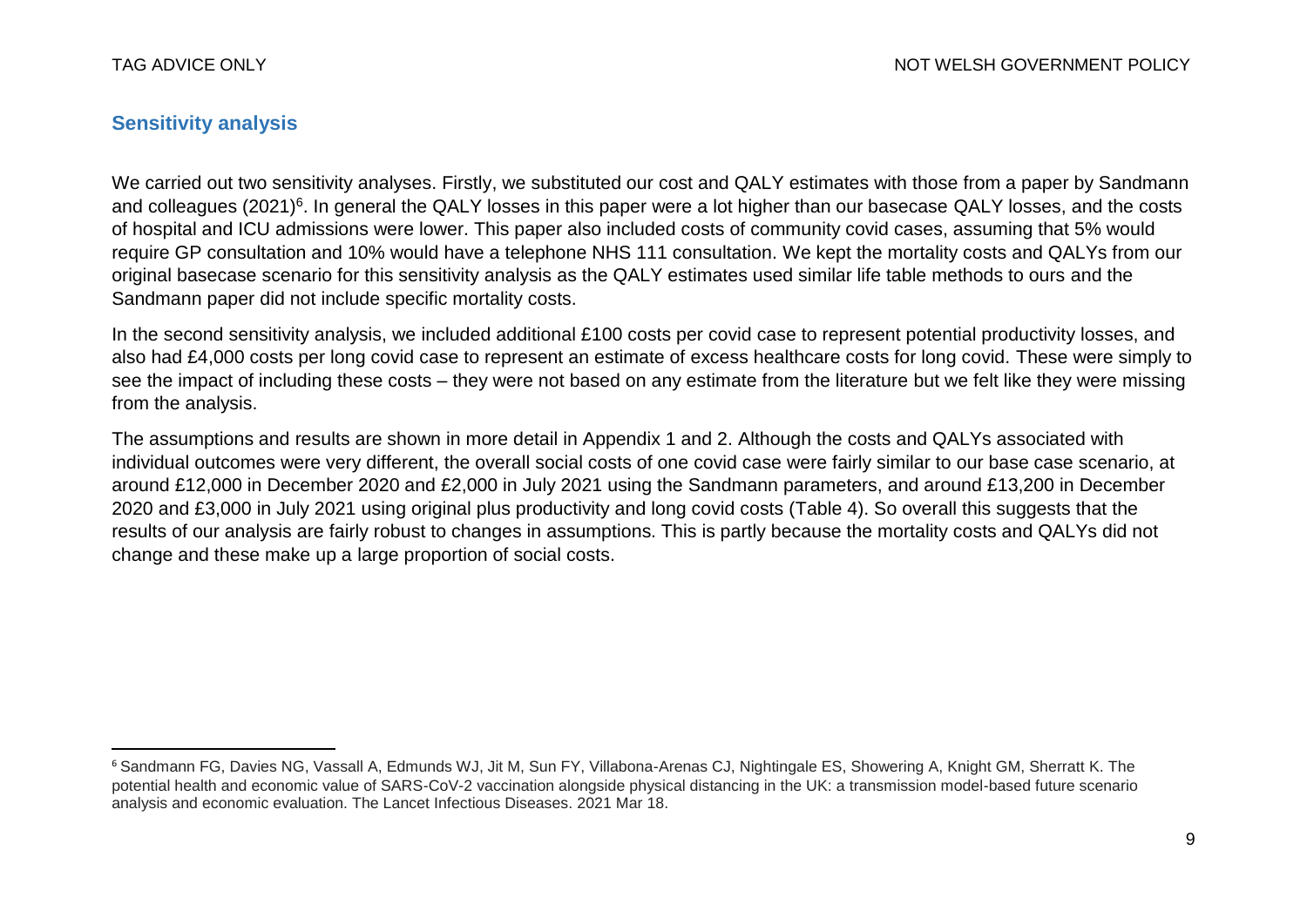## Sensitivity analysis

We carried out two sensitivity analyses. Firstly, we substituted our cost and QALY estimates with those from a paper by Sandmann and colleagues (2021)[6]. In general the QALY losses in this paper were a lot higher than our basecase QALY losses, and the costs of hospital and ICU admissions were lower. This paper also included costs of community covid cases, assuming that 5% would require GP consultation and 10% would have a telephone NHS 111 consultation. We kept the mortality costs and QALYs from our original basecase scenario for this sensitivity analysis as the QALY estimates used similar life table methods to ours and the Sandmann paper did not include specific mortality costs.

In the second sensitivity analysis, we included additional £100 costs per covid case to represent potential productivity losses, and also had £4,000 costs per long covid case to represent an estimate of excess healthcare costs for long covid. These were simply to see the impact of including these costs – they were not based on any estimate from the literature but we felt like they were missing from the analysis.

The assumptions and results are shown in more detail in Appendix 1 and 2. Although the costs and QALYs associated with individual outcomes were very different, the overall social costs of one covid case were fairly similar to our base case scenario, at around £12,000 in December 2020 and £2,000 in July 2021 using the Sandmann parameters, and around £13,200 in December 2020 and £3,000 in July 2021 using original plus productivity and long covid costs (Table 4). So overall this suggests that the results of our analysis are fairly robust to changes in assumptions. This is partly because the mortality costs and QALYs did not change and these make up a large proportion of social costs.

[6] Sandmann FG, Davies NG, Vassall A, Edmunds WJ, Jit M, Sun FY, Villabona-Arenas CJ, Nightingale ES, Showering A, Knight GM, Sherratt K. The potential health and economic value of SARS-CoV-2 vaccination alongside physical distancing in the UK: a transmission model-based future scenario analysis and economic evaluation. The Lancet Infectious Diseases. 2021 Mar 18.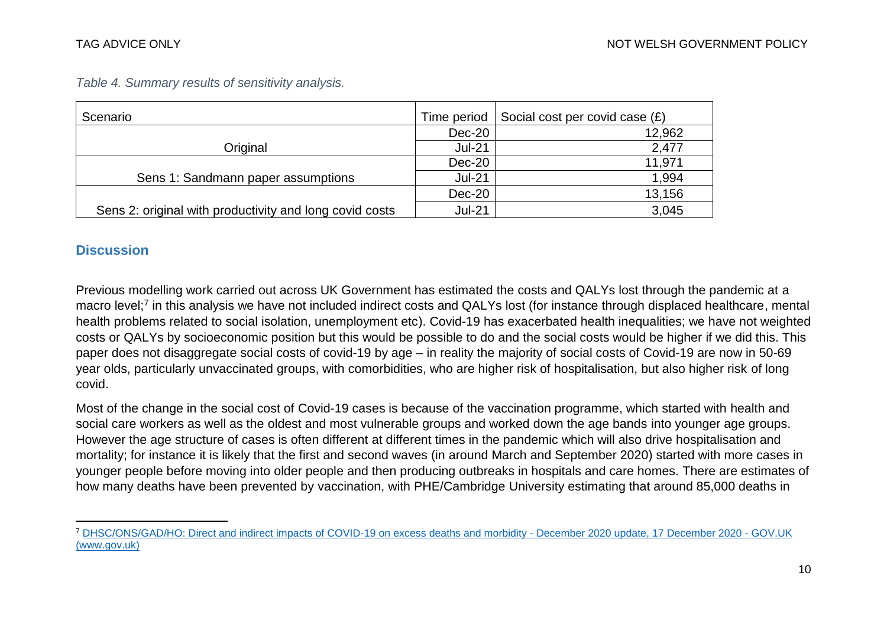*Table 4. Summary results of sensitivity analysis.*

| Scenario | Time period | Social cost per covid case (£) |
|---|---|---|
| Original | Dec-20 | 12,962 |
| | Jul-21 | 2,477 |
| Sens 1: Sandmann paper assumptions | Dec-20 | 11,971 |
| | Jul-21 | 1,994 |
| Sens 2: original with productivity and long covid costs | Dec-20 | 13,156 |
| | Jul-21 | 3,045 |

## Discussion

Previous modelling work carried out across UK Government has estimated the costs and QALYs lost through the pandemic at a macro level;[7] in this analysis we have not included indirect costs and QALYs lost (for instance through displaced healthcare, mental health problems related to social isolation, unemployment etc). Covid-19 has exacerbated health inequalities; we have not weighted costs or QALYs by socioeconomic position but this would be possible to do and the social costs would be higher if we did this. This paper does not disaggregate social costs of covid-19 by age – in reality the majority of social costs of Covid-19 are now in 50-69 year olds, particularly unvaccinated groups, with comorbidities, who are higher risk of hospitalisation, but also higher risk of long covid.

Most of the change in the social cost of Covid-19 cases is because of the vaccination programme, which started with health and social care workers as well as the oldest and most vulnerable groups and worked down the age bands into younger age groups. However the age structure of cases is often different at different times in the pandemic which will also drive hospitalisation and mortality; for instance it is likely that the first and second waves (in around March and September 2020) started with more cases in younger people before moving into older people and then producing outbreaks in hospitals and care homes. There are estimates of how many deaths have been prevented by vaccination, with PHE/Cambridge University estimating that around 85,000 deaths in

[7] DHSC/ONS/GAD/HO: Direct and indirect impacts of COVID-19 on excess deaths and morbidity - December 2020 update, 17 December 2020 - GOV.UK (www.gov.uk)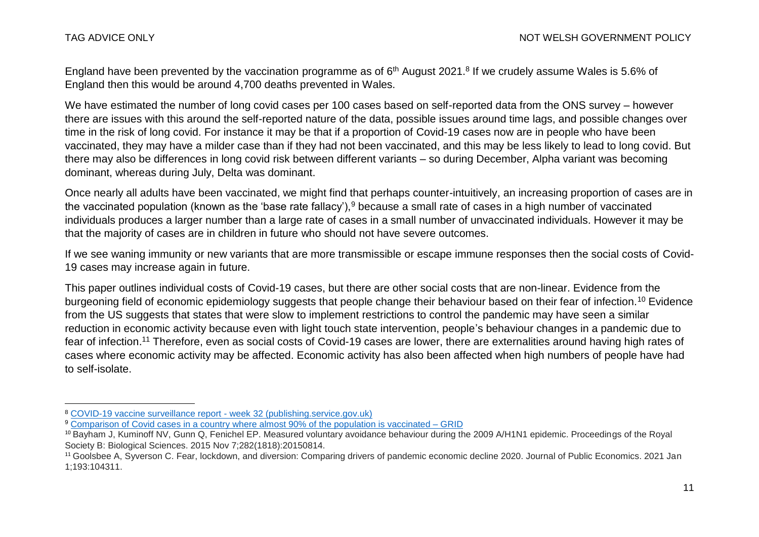England have been prevented by the vaccination programme as of 6th August 2021.[8] If we crudely assume Wales is 5.6% of England then this would be around 4,700 deaths prevented in Wales.

We have estimated the number of long covid cases per 100 cases based on self-reported data from the ONS survey – however there are issues with this around the self-reported nature of the data, possible issues around time lags, and possible changes over time in the risk of long covid. For instance it may be that if a proportion of Covid-19 cases now are in people who have been vaccinated, they may have a milder case than if they had not been vaccinated, and this may be less likely to lead to long covid. But there may also be differences in long covid risk between different variants – so during December, Alpha variant was becoming dominant, whereas during July, Delta was dominant.

Once nearly all adults have been vaccinated, we might find that perhaps counter-intuitively, an increasing proportion of cases are in the vaccinated population (known as the 'base rate fallacy'),[9] because a small rate of cases in a high number of vaccinated individuals produces a larger number than a large rate of cases in a small number of unvaccinated individuals. However it may be that the majority of cases are in children in future who should not have severe outcomes.

If we see waning immunity or new variants that are more transmissible or escape immune responses then the social costs of Covid-19 cases may increase again in future.

This paper outlines individual costs of Covid-19 cases, but there are other social costs that are non-linear. Evidence from the burgeoning field of economic epidemiology suggests that people change their behaviour based on their fear of infection.[10] Evidence from the US suggests that states that were slow to implement restrictions to control the pandemic may have seen a similar reduction in economic activity because even with light touch state intervention, people's behaviour changes in a pandemic due to fear of infection.[11] Therefore, even as social costs of Covid-19 cases are lower, there are externalities around having high rates of cases where economic activity may be affected. Economic activity has also been affected when high numbers of people have had to self-isolate.

---

[8] COVID-19 vaccine surveillance report - week 32 (publishing.service.gov.uk)

[9] Comparison of Covid cases in a country where almost 90% of the population is vaccinated – GRID

[10] Bayham J, Kuminoff NV, Gunn Q, Fenichel EP. Measured voluntary avoidance behaviour during the 2009 A/H1N1 epidemic. Proceedings of the Royal Society B: Biological Sciences. 2015 Nov 7;282(1818):20150814.

[11] Goolsbee A, Syverson C. Fear, lockdown, and diversion: Comparing drivers of pandemic economic decline 2020. Journal of Public Economics. 2021 Jan 1;193:104311.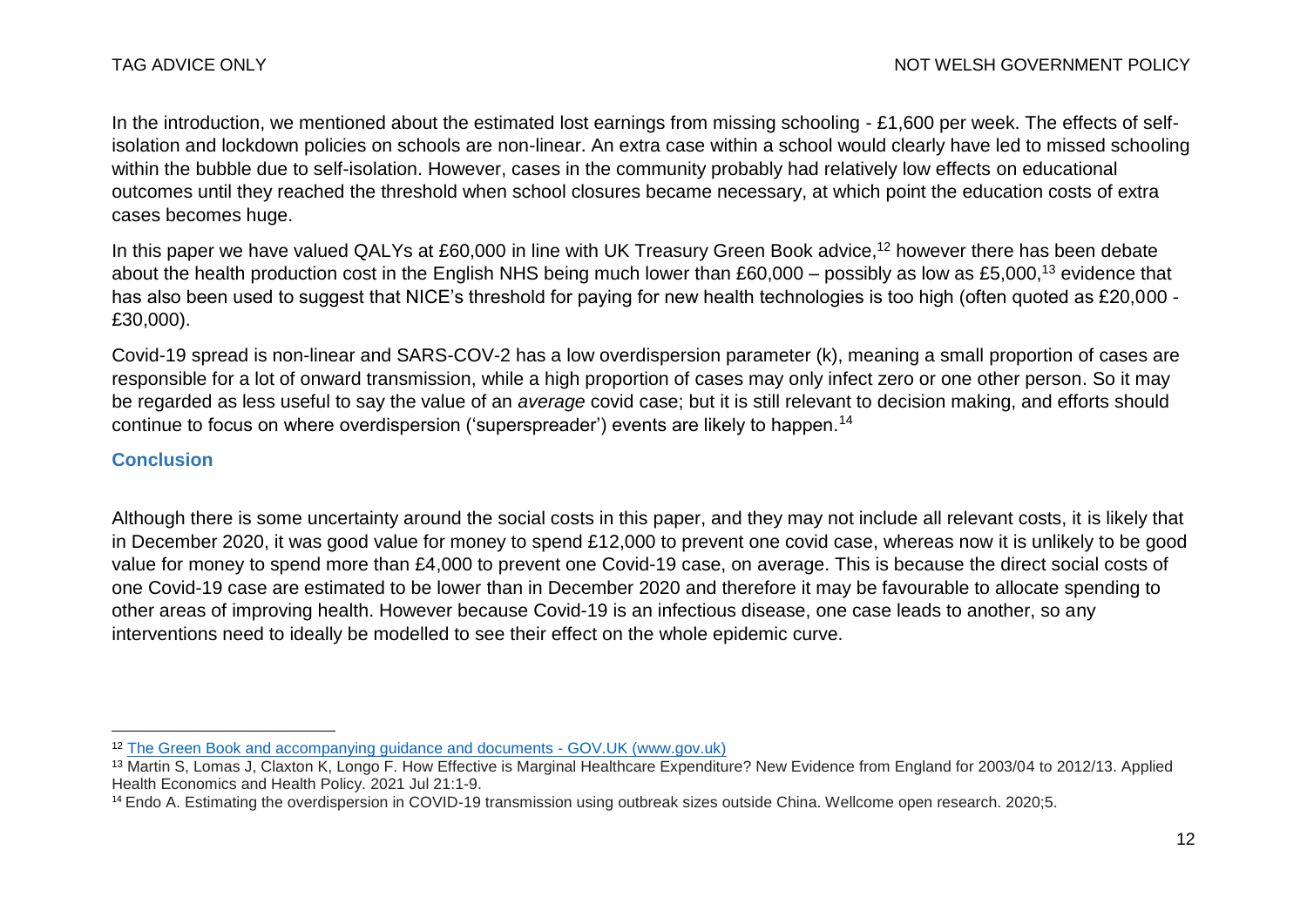In the introduction, we mentioned about the estimated lost earnings from missing schooling - £1,600 per week. The effects of self-isolation and lockdown policies on schools are non-linear. An extra case within a school would clearly have led to missed schooling within the bubble due to self-isolation. However, cases in the community probably had relatively low effects on educational outcomes until they reached the threshold when school closures became necessary, at which point the education costs of extra cases becomes huge.

In this paper we have valued QALYs at £60,000 in line with UK Treasury Green Book advice,[12] however there has been debate about the health production cost in the English NHS being much lower than £60,000 – possibly as low as £5,000,[13] evidence that has also been used to suggest that NICE's threshold for paying for new health technologies is too high (often quoted as £20,000 - £30,000).

Covid-19 spread is non-linear and SARS-COV-2 has a low overdispersion parameter (k), meaning a small proportion of cases are responsible for a lot of onward transmission, while a high proportion of cases may only infect zero or one other person. So it may be regarded as less useful to say the value of an *average* covid case; but it is still relevant to decision making, and efforts should continue to focus on where overdispersion ('superspreader') events are likely to happen.[14]

## Conclusion

Although there is some uncertainty around the social costs in this paper, and they may not include all relevant costs, it is likely that in December 2020, it was good value for money to spend £12,000 to prevent one covid case, whereas now it is unlikely to be good value for money to spend more than £4,000 to prevent one Covid-19 case, on average. This is because the direct social costs of one Covid-19 case are estimated to be lower than in December 2020 and therefore it may be favourable to allocate spending to other areas of improving health. However because Covid-19 is an infectious disease, one case leads to another, so any interventions need to ideally be modelled to see their effect on the whole epidemic curve.

---

[12] The Green Book and accompanying guidance and documents - GOV.UK (www.gov.uk)

[13] Martin S, Lomas J, Claxton K, Longo F. How Effective is Marginal Healthcare Expenditure? New Evidence from England for 2003/04 to 2012/13. Applied Health Economics and Health Policy. 2021 Jul 21:1-9.

[14] Endo A. Estimating the overdispersion in COVID-19 transmission using outbreak sizes outside China. Wellcome open research. 2020;5.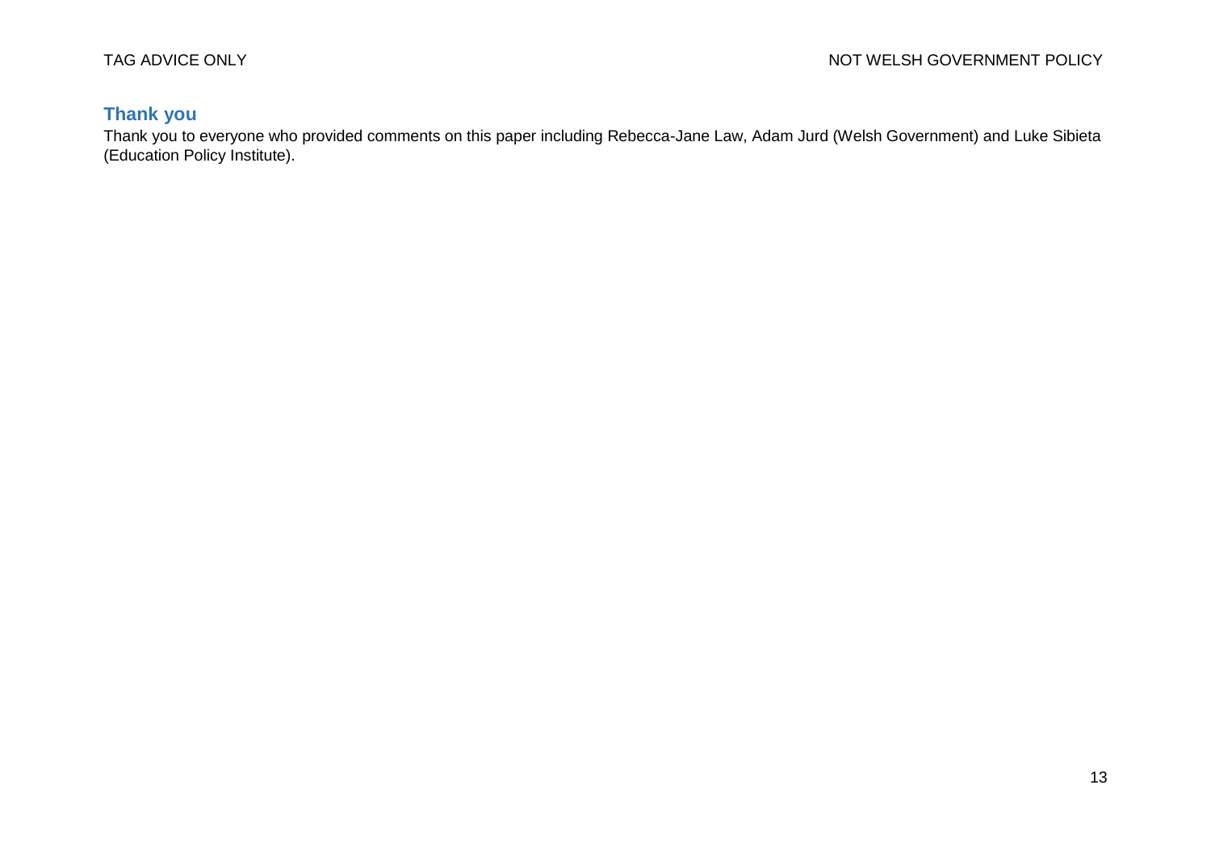## Thank you

Thank you to everyone who provided comments on this paper including Rebecca-Jane Law, Adam Jurd (Welsh Government) and Luke Sibieta (Education Policy Institute).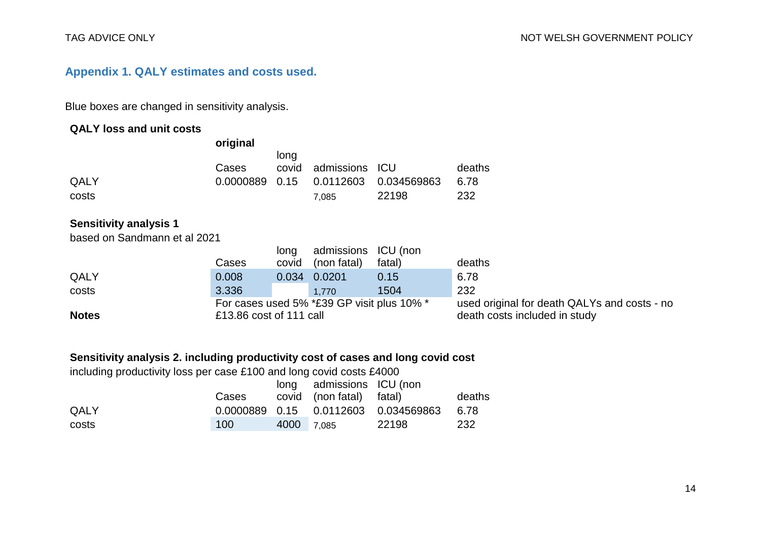## Appendix 1. QALY estimates and costs used.

Blue boxes are changed in sensitivity analysis.

**QALY loss and unit costs**

**original**

| | Cases | long covid | admissions | ICU | deaths |
|---|---|---|---|---|---|
| QALY | 0.0000889 | 0.15 | 0.0112603 | 0.034569863 | 6.78 |
| costs | | | 7,085 | 22198 | 232 |

**Sensitivity analysis 1**

based on Sandmann et al 2021

| | Cases | long covid | admissions (non fatal) | ICU (non fatal) | deaths |
|---|---|---|---|---|---|
| QALY | 0.008 | 0.034 | 0.0201 | 0.15 | 6.78 |
| costs | 3.336 | | 1,770 | 1504 | 232 |
| **Notes** | For cases used 5% *£39 GP visit plus 10% * £13.86 cost of 111 call | | | | used original for death QALYs and costs - no death costs included in study |

**Sensitivity analysis 2. including productivity cost of cases and long covid cost**

including productivity loss per case £100 and long covid costs £4000

| | Cases | long covid | admissions (non fatal) | ICU (non fatal) | deaths |
|---|---|---|---|---|---|
| QALY | 0.0000889 | 0.15 | 0.0112603 | 0.034569863 | 6.78 |
| costs | 100 | 4000 | 7,085 | 22198 | 232 |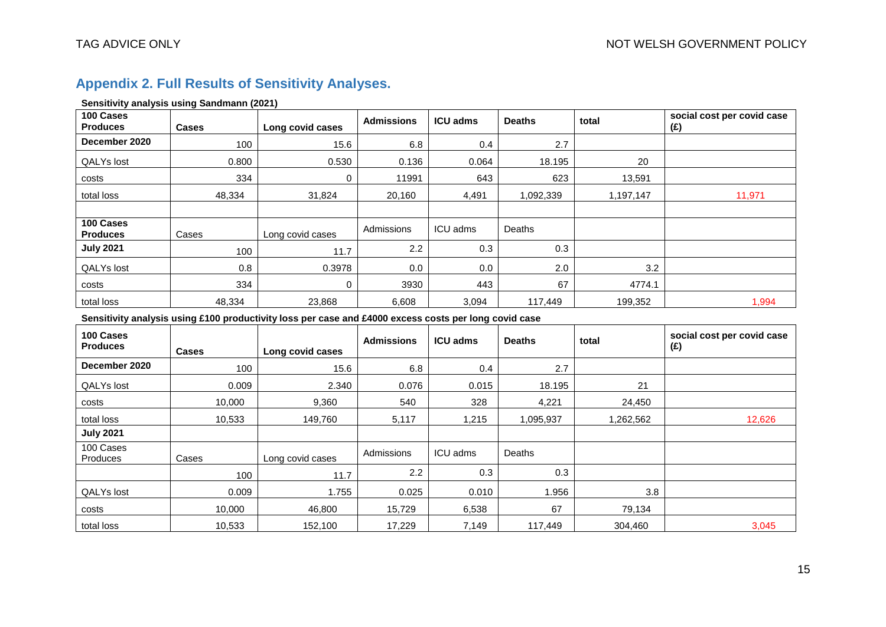## Appendix 2. Full Results of Sensitivity Analyses.

**Sensitivity analysis using Sandmann (2021)**

| **100 Cases Produces** | **Cases** | **Long covid cases** | **Admissions** | **ICU adms** | **Deaths** | **total** | **social cost per covid case (£)** |
|---|---|---|---|---|---|---|---|
| **December 2020** | 100 | 15.6 | 6.8 | 0.4 | 2.7 | | |
| QALYs lost | 0.800 | 0.530 | 0.136 | 0.064 | 18.195 | 20 | |
| costs | 334 | 0 | 11991 | 643 | 623 | 13,591 | |
| total loss | 48,334 | 31,824 | 20,160 | 4,491 | 1,092,339 | 1,197,147 | 11,971 |
| | | | | | | | |
| **100 Cases Produces** | Cases | Long covid cases | Admissions | ICU adms | Deaths | | |
| **July 2021** | 100 | 11.7 | 2.2 | 0.3 | 0.3 | | |
| QALYs lost | 0.8 | 0.3978 | 0.0 | 0.0 | 2.0 | 3.2 | |
| costs | 334 | 0 | 3930 | 443 | 67 | 4774.1 | |
| total loss | 48,334 | 23,868 | 6,608 | 3,094 | 117,449 | 199,352 | 1,994 |

**Sensitivity analysis using £100 productivity loss per case and £4000 excess costs per long covid case**

| **100 Cases Produces** | **Cases** | **Long covid cases** | **Admissions** | **ICU adms** | **Deaths** | **total** | **social cost per covid case (£)** |
|---|---|---|---|---|---|---|---|
| **December 2020** | 100 | 15.6 | 6.8 | 0.4 | 2.7 | | |
| QALYs lost | 0.009 | 2.340 | 0.076 | 0.015 | 18.195 | 21 | |
| costs | 10,000 | 9,360 | 540 | 328 | 4,221 | 24,450 | |
| total loss | 10,533 | 149,760 | 5,117 | 1,215 | 1,095,937 | 1,262,562 | 12,626 |
| **July 2021** | | | | | | | |
| 100 Cases Produces | Cases | Long covid cases | Admissions | ICU adms | Deaths | | |
| | 100 | 11.7 | 2.2 | 0.3 | 0.3 | | |
| QALYs lost | 0.009 | 1.755 | 0.025 | 0.010 | 1.956 | 3.8 | |
| costs | 10,000 | 46,800 | 15,729 | 6,538 | 67 | 79,134 | |
| total loss | 10,533 | 152,100 | 17,229 | 7,149 | 117,449 | 304,460 | 3,045 |